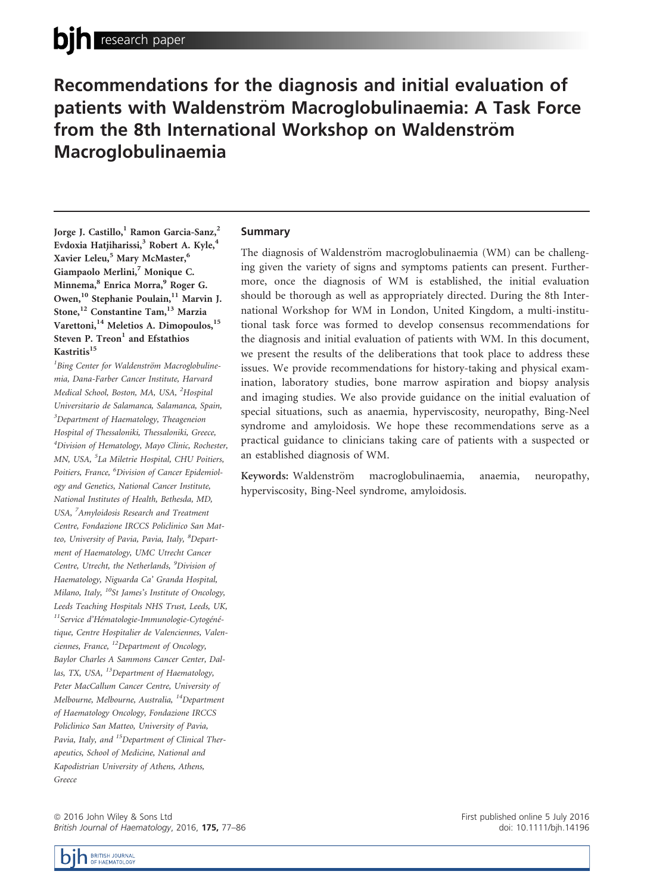# Recommendations for the diagnosis and initial evaluation of patients with Waldenström Macroglobulinaemia: A Task Force from the 8th International Workshop on Waldenström Macroglobulinaemia

**Jorge J. Castillo,[1] Ramon Garcia-Sanz,[2] Evdoxia Hatjiharissi,[3] Robert A. Kyle,[4] Xavier Leleu,[5] Mary McMaster,[6] Giampaolo Merlini,[7] Monique C. Minnema,[8] Enrica Morra,[9] Roger G. Owen,[10] Stephanie Poulain,[11] Marvin J. Stone,[12] Constantine Tam,[13] Marzia Varettoni,[14] Meletios A. Dimopoulos,[15] Steven P. Treon[1] and Efstathios Kastritis[15]**

[1]Bing Center for Waldenström Macroglobulinemia, Dana-Farber Cancer Institute, Harvard Medical School, Boston, MA, USA, [2]Hospital Universitario de Salamanca, Salamanca, Spain, [3]Department of Haematology, Theageneion Hospital of Thessaloniki, Thessaloniki, Greece, [4]Division of Hematology, Mayo Clinic, Rochester, MN, USA, [5]La Miletrie Hospital, CHU Poitiers, Poitiers, France, [6]Division of Cancer Epidemiology and Genetics, National Cancer Institute, National Institutes of Health, Bethesda, MD, USA, [7]Amyloidosis Research and Treatment Centre, Fondazione IRCCS Policlinico San Matteo, University of Pavia, Pavia, Italy, [8]Department of Haematology, UMC Utrecht Cancer Centre, Utrecht, the Netherlands, [9]Division of Haematology, Niguarda Ca' Granda Hospital, Milano, Italy, [10]St James's Institute of Oncology, Leeds Teaching Hospitals NHS Trust, Leeds, UK, [11]Service d'Hématologie-Immunologie-Cytogénétique, Centre Hospitalier de Valenciennes, Valenciennes, France, [12]Department of Oncology, Baylor Charles A Sammons Cancer Center, Dallas, TX, USA, [13]Department of Haematology, Peter MacCallum Cancer Centre, University of Melbourne, Melbourne, Australia, [14]Department of Haematology Oncology, Fondazione IRCCS Policlinico San Matteo, University of Pavia, Pavia, Italy, and [15]Department of Clinical Therapeutics, School of Medicine, National and Kapodistrian University of Athens, Athens, Greece

## Summary

The diagnosis of Waldenström macroglobulinaemia (WM) can be challenging given the variety of signs and symptoms patients can present. Furthermore, once the diagnosis of WM is established, the initial evaluation should be thorough as well as appropriately directed. During the 8th International Workshop for WM in London, United Kingdom, a multi-institutional task force was formed to develop consensus recommendations for the diagnosis and initial evaluation of patients with WM. In this document, we present the results of the deliberations that took place to address these issues. We provide recommendations for history-taking and physical examination, laboratory studies, bone marrow aspiration and biopsy analysis and imaging studies. We also provide guidance on the initial evaluation of special situations, such as anaemia, hyperviscosity, neuropathy, Bing-Neel syndrome and amyloidosis. We hope these recommendations serve as a practical guidance to clinicians taking care of patients with a suspected or an established diagnosis of WM.

**Keywords:** Waldenström macroglobulinaemia, anaemia, neuropathy, hyperviscosity, Bing-Neel syndrome, amyloidosis.

© 2016 John Wiley & Sons Ltd

First published online 5 July 2016
doi: 10.1111/bjh.14196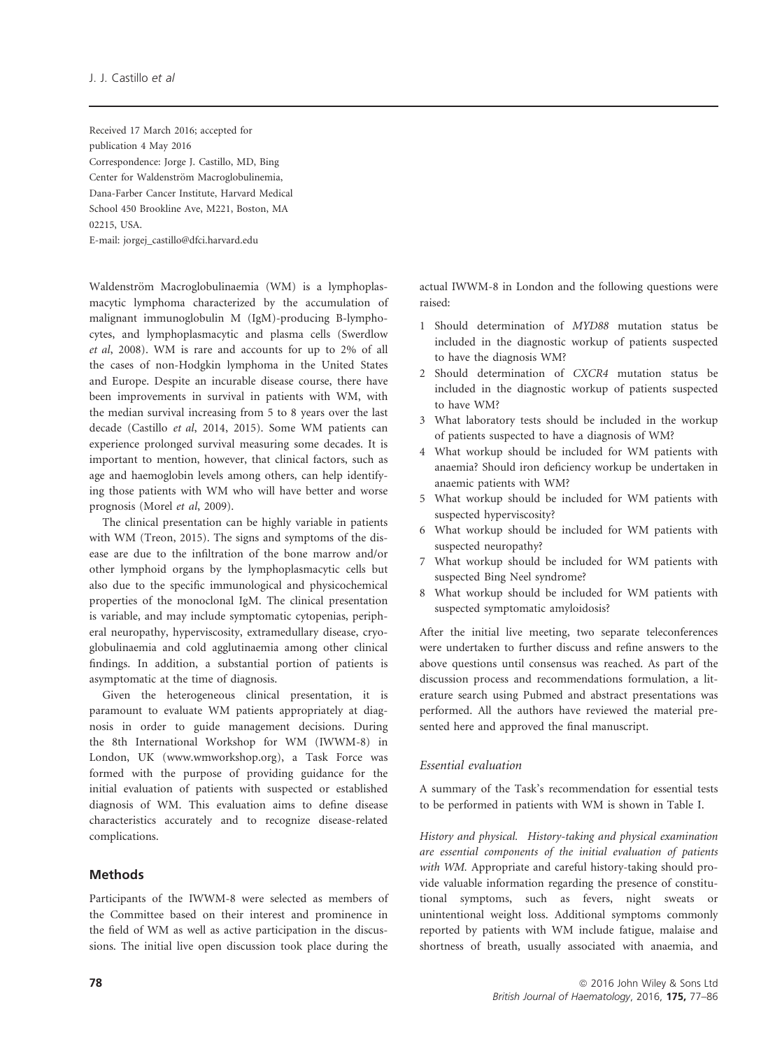Received 17 March 2016; accepted for publication 4 May 2016
Correspondence: Jorge J. Castillo, MD, Bing Center for Waldenström Macroglobulinemia, Dana-Farber Cancer Institute, Harvard Medical School 450 Brookline Ave, M221, Boston, MA 02215, USA.
E-mail: jorgej_castillo@dfci.harvard.edu

Waldenström Macroglobulinaemia (WM) is a lymphoplasmacytic lymphoma characterized by the accumulation of malignant immunoglobulin M (IgM)-producing B-lymphocytes, and lymphoplasmacytic and plasma cells (Swerdlow *et al*, 2008). WM is rare and accounts for up to 2% of all the cases of non-Hodgkin lymphoma in the United States and Europe. Despite an incurable disease course, there have been improvements in survival in patients with WM, with the median survival increasing from 5 to 8 years over the last decade (Castillo *et al*, 2014, 2015). Some WM patients can experience prolonged survival measuring some decades. It is important to mention, however, that clinical factors, such as age and haemoglobin levels among others, can help identifying those patients with WM who will have better and worse prognosis (Morel *et al*, 2009).

The clinical presentation can be highly variable in patients with WM (Treon, 2015). The signs and symptoms of the disease are due to the infiltration of the bone marrow and/or other lymphoid organs by the lymphoplasmacytic cells but also due to the specific immunological and physicochemical properties of the monoclonal IgM. The clinical presentation is variable, and may include symptomatic cytopenias, peripheral neuropathy, hyperviscosity, extramedullary disease, cryoglobulinaemia and cold agglutinaemia among other clinical findings. In addition, a substantial portion of patients is asymptomatic at the time of diagnosis.

Given the heterogeneous clinical presentation, it is paramount to evaluate WM patients appropriately at diagnosis in order to guide management decisions. During the 8th International Workshop for WM (IWWM-8) in London, UK (www.wmworkshop.org), a Task Force was formed with the purpose of providing guidance for the initial evaluation of patients with suspected or established diagnosis of WM. This evaluation aims to define disease characteristics accurately and to recognize disease-related complications.

## Methods

Participants of the IWWM-8 were selected as members of the Committee based on their interest and prominence in the field of WM as well as active participation in the discussions. The initial live open discussion took place during the actual IWWM-8 in London and the following questions were raised:

1. Should determination of *MYD88* mutation status be included in the diagnostic workup of patients suspected to have the diagnosis WM?
2. Should determination of *CXCR4* mutation status be included in the diagnostic workup of patients suspected to have WM?
3. What laboratory tests should be included in the workup of patients suspected to have a diagnosis of WM?
4. What workup should be included for WM patients with anaemia? Should iron deficiency workup be undertaken in anaemic patients with WM?
5. What workup should be included for WM patients with suspected hyperviscosity?
6. What workup should be included for WM patients with suspected neuropathy?
7. What workup should be included for WM patients with suspected Bing Neel syndrome?
8. What workup should be included for WM patients with suspected symptomatic amyloidosis?

After the initial live meeting, two separate teleconferences were undertaken to further discuss and refine answers to the above questions until consensus was reached. As part of the discussion process and recommendations formulation, a literature search using Pubmed and abstract presentations was performed. All the authors have reviewed the material presented here and approved the final manuscript.

### Essential evaluation

A summary of the Task's recommendation for essential tests to be performed in patients with WM is shown in Table I.

*History and physical.* *History-taking and physical examination are essential components of the initial evaluation of patients with WM.* Appropriate and careful history-taking should provide valuable information regarding the presence of constitutional symptoms, such as fevers, night sweats or unintentional weight loss. Additional symptoms commonly reported by patients with WM include fatigue, malaise and shortness of breath, usually associated with anaemia, and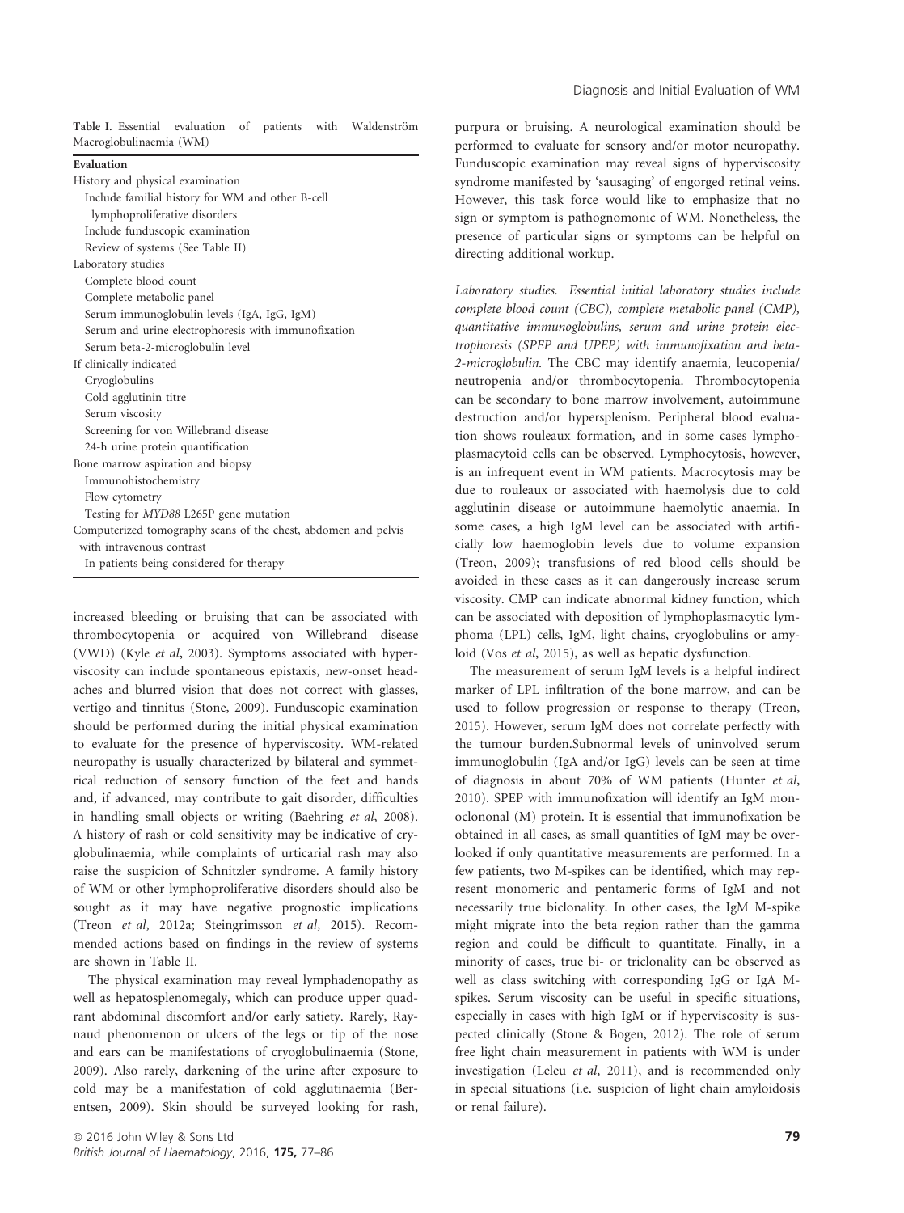Table I. Essential evaluation of patients with Waldenström Macroglobulinaemia (WM)

| Evaluation |
|---|
| History and physical examination |
| Include familial history for WM and other B-cell lymphoproliferative disorders |
| Include funduscopic examination |
| Review of systems (See Table II) |
| Laboratory studies |
| Complete blood count |
| Complete metabolic panel |
| Serum immunoglobulin levels (IgA, IgG, IgM) |
| Serum and urine electrophoresis with immunofixation |
| Serum beta-2-microglobulin level |
| If clinically indicated |
| Cryoglobulins |
| Cold agglutinin titre |
| Serum viscosity |
| Screening for von Willebrand disease |
| 24-h urine protein quantification |
| Bone marrow aspiration and biopsy |
| Immunohistochemistry |
| Flow cytometry |
| Testing for *MYD88* L265P gene mutation |
| Computerized tomography scans of the chest, abdomen and pelvis with intravenous contrast |
| In patients being considered for therapy |

increased bleeding or bruising that can be associated with thrombocytopenia or acquired von Willebrand disease (VWD) (Kyle *et al*, 2003). Symptoms associated with hyperviscosity can include spontaneous epistaxis, new-onset headaches and blurred vision that does not correct with glasses, vertigo and tinnitus (Stone, 2009). Funduscopic examination should be performed during the initial physical examination to evaluate for the presence of hyperviscosity. WM-related neuropathy is usually characterized by bilateral and symmetrical reduction of sensory function of the feet and hands and, if advanced, may contribute to gait disorder, difficulties in handling small objects or writing (Baehring *et al*, 2008). A history of rash or cold sensitivity may be indicative of cryglobulinaemia, while complaints of urticarial rash may also raise the suspicion of Schnitzler syndrome. A family history of WM or other lymphoproliferative disorders should also be sought as it may have negative prognostic implications (Treon *et al*, 2012a; Steingrimsson *et al*, 2015). Recommended actions based on findings in the review of systems are shown in Table II.

The physical examination may reveal lymphadenopathy as well as hepatosplenomegaly, which can produce upper quadrant abdominal discomfort and/or early satiety. Rarely, Raynaud phenomenon or ulcers of the legs or tip of the nose and ears can be manifestations of cryoglobulinaemia (Stone, 2009). Also rarely, darkening of the urine after exposure to cold may be a manifestation of cold agglutinaemia (Berentsen, 2009). Skin should be surveyed looking for rash, purpura or bruising. A neurological examination should be performed to evaluate for sensory and/or motor neuropathy. Funduscopic examination may reveal signs of hyperviscosity syndrome manifested by 'sausaging' of engorged retinal veins. However, this task force would like to emphasize that no sign or symptom is pathognomonic of WM. Nonetheless, the presence of particular signs or symptoms can be helpful on directing additional workup.

*Laboratory studies. Essential initial laboratory studies include complete blood count (CBC), complete metabolic panel (CMP), quantitative immunoglobulins, serum and urine protein electrophoresis (SPEP and UPEP) with immunofixation and beta-2-microglobulin.* The CBC may identify anaemia, leucopenia/neutropenia and/or thrombocytopenia. Thrombocytopenia can be secondary to bone marrow involvement, autoimmune destruction and/or hypersplenism. Peripheral blood evaluation shows rouleaux formation, and in some cases lymphoplasmacytoid cells can be observed. Lymphocytosis, however, is an infrequent event in WM patients. Macrocytosis may be due to rouleaux or associated with haemolysis due to cold agglutinin disease or autoimmune haemolytic anaemia. In some cases, a high IgM level can be associated with artificially low haemoglobin levels due to volume expansion (Treon, 2009); transfusions of red blood cells should be avoided in these cases as it can dangerously increase serum viscosity. CMP can indicate abnormal kidney function, which can be associated with deposition of lymphoplasmacytic lymphoma (LPL) cells, IgM, light chains, cryoglobulins or amyloid (Vos *et al*, 2015), as well as hepatic dysfunction.

The measurement of serum IgM levels is a helpful indirect marker of LPL infiltration of the bone marrow, and can be used to follow progression or response to therapy (Treon, 2015). However, serum IgM does not correlate perfectly with the tumour burden.Subnormal levels of uninvolved serum immunoglobulin (IgA and/or IgG) levels can be seen at time of diagnosis in about 70% of WM patients (Hunter *et al*, 2010). SPEP with immunofixation will identify an IgM monoclonal (M) protein. It is essential that immunofixation be obtained in all cases, as small quantities of IgM may be overlooked if only quantitative measurements are performed. In a few patients, two M-spikes can be identified, which may represent monomeric and pentameric forms of IgM and not necessarily true biclonality. In other cases, the IgM M-spike might migrate into the beta region rather than the gamma region and could be difficult to quantitate. Finally, in a minority of cases, true bi- or triclonality can be observed as well as class switching with corresponding IgG or IgA M-spikes. Serum viscosity can be useful in specific situations, especially in cases with high IgM or if hyperviscosity is suspected clinically (Stone & Bogen, 2012). The role of serum free light chain measurement in patients with WM is under investigation (Leleu *et al*, 2011), and is recommended only in special situations (i.e. suspicion of light chain amyloidosis or renal failure).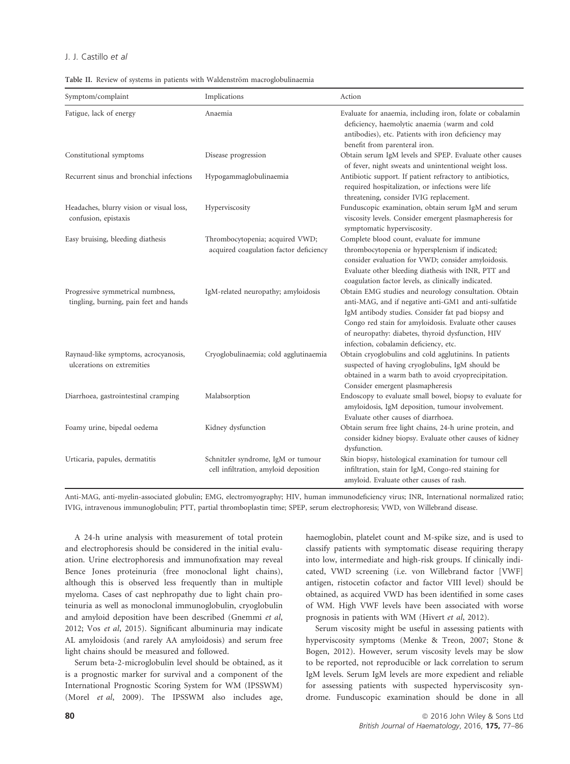Table II. Review of systems in patients with Waldenström macroglobulinaemia

| Symptom/complaint | Implications | Action |
| --- | --- | --- |
| Fatigue, lack of energy | Anaemia | Evaluate for anaemia, including iron, folate or cobalamin deficiency, haemolytic anaemia (warm and cold antibodies), etc. Patients with iron deficiency may benefit from parenteral iron. |
| Constitutional symptoms | Disease progression | Obtain serum IgM levels and SPEP. Evaluate other causes of fever, night sweats and unintentional weight loss. |
| Recurrent sinus and bronchial infections | Hypogammaglobulinaemia | Antibiotic support. If patient refractory to antibiotics, required hospitalization, or infections were life threatening, consider IVIG replacement. |
| Headaches, blurry vision or visual loss, confusion, epistaxis | Hyperviscosity | Funduscopic examination, obtain serum IgM and serum viscosity levels. Consider emergent plasmapheresis for symptomatic hyperviscosity. |
| Easy bruising, bleeding diathesis | Thrombocytopenia; acquired VWD; acquired coagulation factor deficiency | Complete blood count, evaluate for immune thrombocytopenia or hypersplenism if indicated; consider evaluation for VWD; consider amyloidosis. Evaluate other bleeding diathesis with INR, PTT and coagulation factor levels, as clinically indicated. |
| Progressive symmetrical numbness, tingling, burning, pain feet and hands | IgM-related neuropathy; amyloidosis | Obtain EMG studies and neurology consultation. Obtain anti-MAG, and if negative anti-GM1 and anti-sulfatide IgM antibody studies. Consider fat pad biopsy and Congo red stain for amyloidosis. Evaluate other causes of neuropathy: diabetes, thyroid dysfunction, HIV infection, cobalamin deficiency, etc. |
| Raynaud-like symptoms, acrocyanosis, ulcerations on extremities | Cryoglobulinaemia; cold agglutinaemia | Obtain cryoglobulins and cold agglutinins. In patients suspected of having cryoglobulins, IgM should be obtained in a warm bath to avoid cryoprecipitation. Consider emergent plasmapheresis |
| Diarrhoea, gastrointestinal cramping | Malabsorption | Endoscopy to evaluate small bowel, biopsy to evaluate for amyloidosis, IgM deposition, tumour involvement. Evaluate other causes of diarrhoea. |
| Foamy urine, bipedal oedema | Kidney dysfunction | Obtain serum free light chains, 24-h urine protein, and consider kidney biopsy. Evaluate other causes of kidney dysfunction. |
| Urticaria, papules, dermatitis | Schnitzler syndrome, IgM or tumour cell infiltration, amyloid deposition | Skin biopsy, histological examination for tumour cell infiltration, stain for IgM, Congo-red staining for amyloid. Evaluate other causes of rash. |

Anti-MAG, anti-myelin-associated globulin; EMG, electromyography; HIV, human immunodeficiency virus; INR, International normalized ratio; IVIG, intravenous immunoglobulin; PTT, partial thromboplastin time; SPEP, serum electrophoresis; VWD, von Willebrand disease.

A 24-h urine analysis with measurement of total protein and electrophoresis should be considered in the initial evaluation. Urine electrophoresis and immunofixation may reveal Bence Jones proteinuria (free monoclonal light chains), although this is observed less frequently than in multiple myeloma. Cases of cast nephropathy due to light chain proteinuria as well as monoclonal immunoglobulin, cryoglobulin and amyloid deposition have been described (Gnemmi *et al*, 2012; Vos *et al*, 2015). Significant albuminuria may indicate AL amyloidosis (and rarely AA amyloidosis) and serum free light chains should be measured and followed.

Serum beta-2-microglobulin level should be obtained, as it is a prognostic marker for survival and a component of the International Prognostic Scoring System for WM (IPSSWM) (Morel *et al*, 2009). The IPSSWM also includes age, haemoglobin, platelet count and M-spike size, and is used to classify patients with symptomatic disease requiring therapy into low, intermediate and high-risk groups. If clinically indicated, VWD screening (i.e. von Willebrand factor [VWF] antigen, ristocetin cofactor and factor VIII level) should be obtained, as acquired VWD has been identified in some cases of WM. High VWF levels have been associated with worse prognosis in patients with WM (Hivert *et al*, 2012).

Serum viscosity might be useful in assessing patients with hyperviscosity symptoms (Menke & Treon, 2007; Stone & Bogen, 2012). However, serum viscosity levels may be slow to be reported, not reproducible or lack correlation to serum IgM levels. Serum IgM levels are more expedient and reliable for assessing patients with suspected hyperviscosity syndrome. Funduscopic examination should be done in all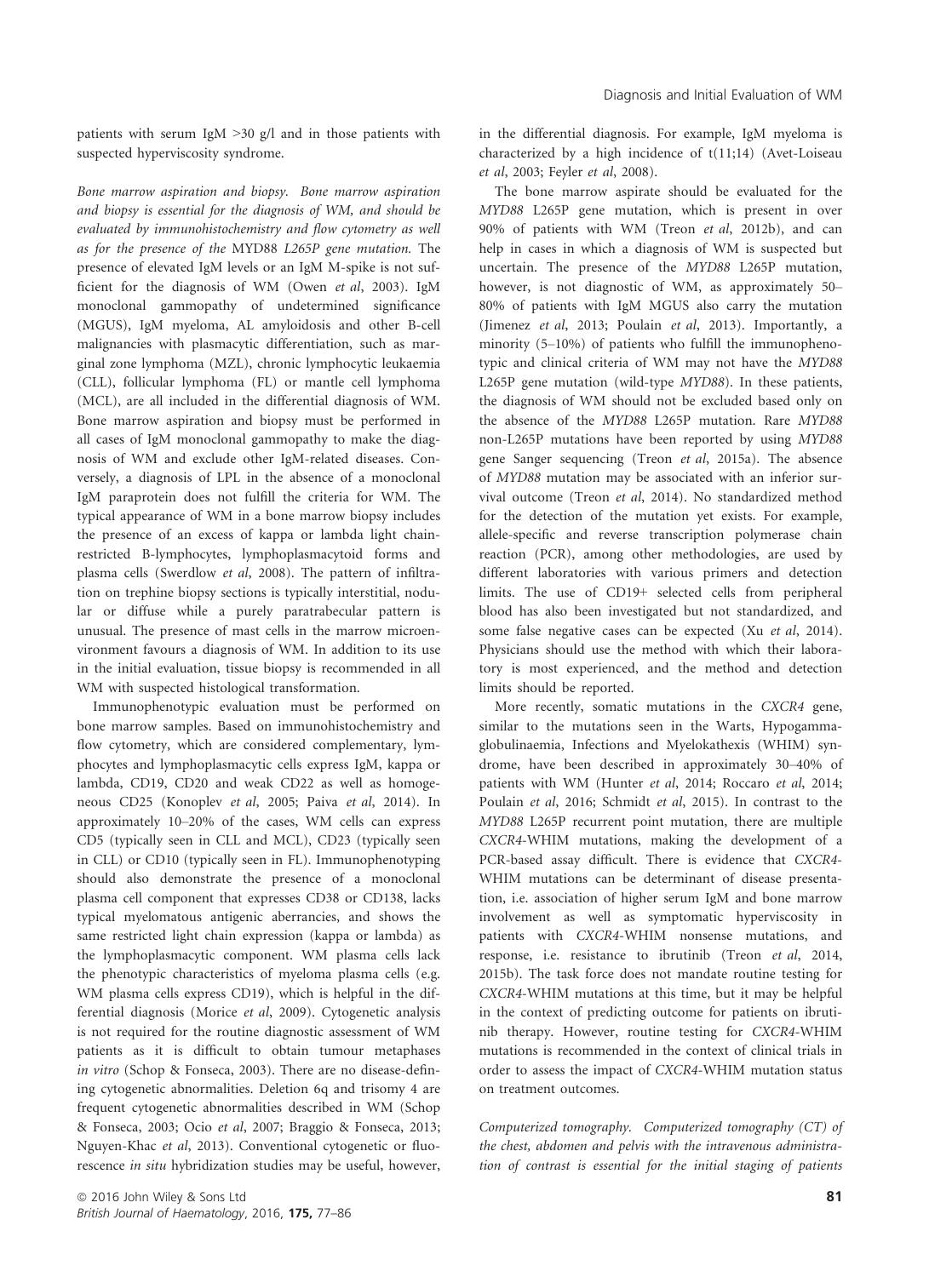patients with serum IgM >30 g/l and in those patients with suspected hyperviscosity syndrome.

*Bone marrow aspiration and biopsy. Bone marrow aspiration and biopsy is essential for the diagnosis of WM, and should be evaluated by immunohistochemistry and flow cytometry as well as for the presence of the* MYD88 *L265P gene mutation.* The presence of elevated IgM levels or an IgM M-spike is not sufficient for the diagnosis of WM (Owen *et al*, 2003). IgM monoclonal gammopathy of undetermined significance (MGUS), IgM myeloma, AL amyloidosis and other B-cell malignancies with plasmacytic differentiation, such as marginal zone lymphoma (MZL), chronic lymphocytic leukaemia (CLL), follicular lymphoma (FL) or mantle cell lymphoma (MCL), are all included in the differential diagnosis of WM. Bone marrow aspiration and biopsy must be performed in all cases of IgM monoclonal gammopathy to make the diagnosis of WM and exclude other IgM-related diseases. Conversely, a diagnosis of LPL in the absence of a monoclonal IgM paraprotein does not fulfill the criteria for WM. The typical appearance of WM in a bone marrow biopsy includes the presence of an excess of kappa or lambda light chain-restricted B-lymphocytes, lymphoplasmacytoid forms and plasma cells (Swerdlow *et al*, 2008). The pattern of infiltration on trephine biopsy sections is typically interstitial, nodular or diffuse while a purely paratrabecular pattern is unusual. The presence of mast cells in the marrow microenvironment favours a diagnosis of WM. In addition to its use in the initial evaluation, tissue biopsy is recommended in all WM with suspected histological transformation.

Immunophenotypic evaluation must be performed on bone marrow samples. Based on immunohistochemistry and flow cytometry, which are considered complementary, lymphocytes and lymphoplasmacytic cells express IgM, kappa or lambda, CD19, CD20 and weak CD22 as well as homogeneous CD25 (Konoplev *et al*, 2005; Paiva *et al*, 2014). In approximately 10–20% of the cases, WM cells can express CD5 (typically seen in CLL and MCL), CD23 (typically seen in CLL) or CD10 (typically seen in FL). Immunophenotyping should also demonstrate the presence of a monoclonal plasma cell component that expresses CD38 or CD138, lacks typical myelomatous antigenic aberrancies, and shows the same restricted light chain expression (kappa or lambda) as the lymphoplasmacytic component. WM plasma cells lack the phenotypic characteristics of myeloma plasma cells (e.g. WM plasma cells express CD19), which is helpful in the differential diagnosis (Morice *et al*, 2009). Cytogenetic analysis is not required for the routine diagnostic assessment of WM patients as it is difficult to obtain tumour metaphases *in vitro* (Schop & Fonseca, 2003). There are no disease-defining cytogenetic abnormalities. Deletion 6q and trisomy 4 are frequent cytogenetic abnormalities described in WM (Schop & Fonseca, 2003; Ocio *et al*, 2007; Braggio & Fonseca, 2013; Nguyen-Khac *et al*, 2013). Conventional cytogenetic or fluorescence *in situ* hybridization studies may be useful, however, in the differential diagnosis. For example, IgM myeloma is characterized by a high incidence of t(11;14) (Avet-Loiseau *et al*, 2003; Feyler *et al*, 2008).

The bone marrow aspirate should be evaluated for the *MYD88* L265P gene mutation, which is present in over 90% of patients with WM (Treon *et al*, 2012b), and can help in cases in which a diagnosis of WM is suspected but uncertain. The presence of the *MYD88* L265P mutation, however, is not diagnostic of WM, as approximately 50–80% of patients with IgM MGUS also carry the mutation (Jimenez *et al*, 2013; Poulain *et al*, 2013). Importantly, a minority (5–10%) of patients who fulfill the immunophenotypic and clinical criteria of WM may not have the *MYD88* L265P gene mutation (wild-type *MYD88*). In these patients, the diagnosis of WM should not be excluded based only on the absence of the *MYD88* L265P mutation. Rare *MYD88* non-L265P mutations have been reported by using *MYD88* gene Sanger sequencing (Treon *et al*, 2015a). The absence of *MYD88* mutation may be associated with an inferior survival outcome (Treon *et al*, 2014). No standardized method for the detection of the mutation yet exists. For example, allele-specific and reverse transcription polymerase chain reaction (PCR), among other methodologies, are used by different laboratories with various primers and detection limits. The use of CD19+ selected cells from peripheral blood has also been investigated but not standardized, and some false negative cases can be expected (Xu *et al*, 2014). Physicians should use the method with which their laboratory is most experienced, and the method and detection limits should be reported.

More recently, somatic mutations in the *CXCR4* gene, similar to the mutations seen in the Warts, Hypogammaglobulinaemia, Infections and Myelokathexis (WHIM) syndrome, have been described in approximately 30–40% of patients with WM (Hunter *et al*, 2014; Roccaro *et al*, 2014; Poulain *et al*, 2016; Schmidt *et al*, 2015). In contrast to the *MYD88* L265P recurrent point mutation, there are multiple *CXCR4*-WHIM mutations, making the development of a PCR-based assay difficult. There is evidence that *CXCR4*-WHIM mutations can be determinant of disease presentation, i.e. association of higher serum IgM and bone marrow involvement as well as symptomatic hyperviscosity in patients with *CXCR4*-WHIM nonsense mutations, and response, i.e. resistance to ibrutinib (Treon *et al*, 2014, 2015b). The task force does not mandate routine testing for *CXCR4*-WHIM mutations at this time, but it may be helpful in the context of predicting outcome for patients on ibrutinib therapy. However, routine testing for *CXCR4*-WHIM mutations is recommended in the context of clinical trials in order to assess the impact of *CXCR4*-WHIM mutation status on treatment outcomes.

*Computerized tomography. Computerized tomography (CT) of the chest, abdomen and pelvis with the intravenous administration of contrast is essential for the initial staging of patients*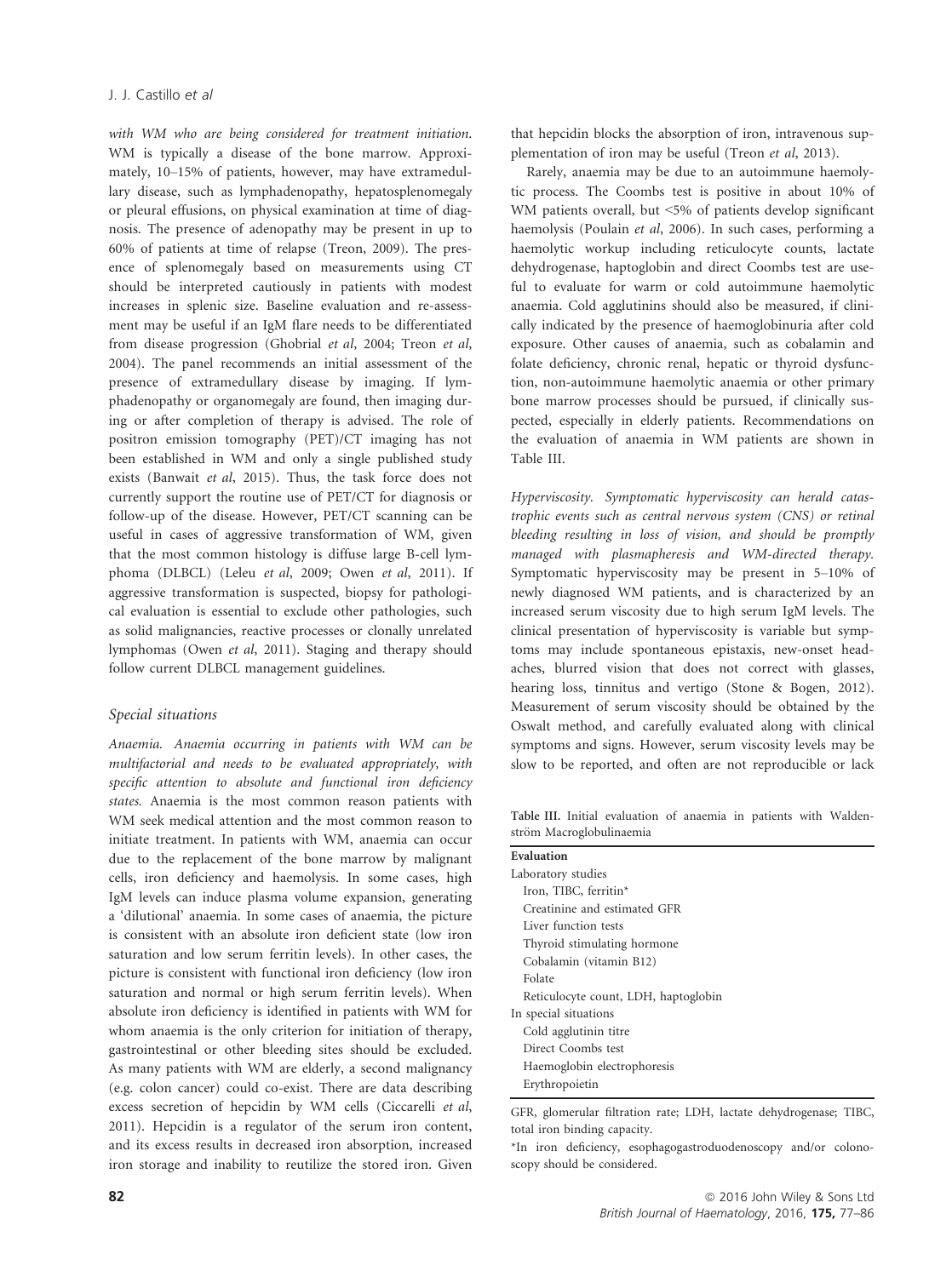*with WM who are being considered for treatment initiation.* WM is typically a disease of the bone marrow. Approximately, 10–15% of patients, however, may have extramedullary disease, such as lymphadenopathy, hepatosplenomegaly or pleural effusions, on physical examination at time of diagnosis. The presence of adenopathy may be present in up to 60% of patients at time of relapse (Treon, 2009). The presence of splenomegaly based on measurements using CT should be interpreted cautiously in patients with modest increases in splenic size. Baseline evaluation and re-assessment may be useful if an IgM flare needs to be differentiated from disease progression (Ghobrial *et al*, 2004; Treon *et al*, 2004). The panel recommends an initial assessment of the presence of extramedullary disease by imaging. If lymphadenopathy or organomegaly are found, then imaging during or after completion of therapy is advised. The role of positron emission tomography (PET)/CT imaging has not been established in WM and only a single published study exists (Banwait *et al*, 2015). Thus, the task force does not currently support the routine use of PET/CT for diagnosis or follow-up of the disease. However, PET/CT scanning can be useful in cases of aggressive transformation of WM, given that the most common histology is diffuse large B-cell lymphoma (DLBCL) (Leleu *et al*, 2009; Owen *et al*, 2011). If aggressive transformation is suspected, biopsy for pathological evaluation is essential to exclude other pathologies, such as solid malignancies, reactive processes or clonally unrelated lymphomas (Owen *et al*, 2011). Staging and therapy should follow current DLBCL management guidelines.

### Special situations

*Anaemia. Anaemia occurring in patients with WM can be multifactorial and needs to be evaluated appropriately, with specific attention to absolute and functional iron deficiency states.* Anaemia is the most common reason patients with WM seek medical attention and the most common reason to initiate treatment. In patients with WM, anaemia can occur due to the replacement of the bone marrow by malignant cells, iron deficiency and haemolysis. In some cases, high IgM levels can induce plasma volume expansion, generating a 'dilutional' anaemia. In some cases of anaemia, the picture is consistent with an absolute iron deficient state (low iron saturation and low serum ferritin levels). In other cases, the picture is consistent with functional iron deficiency (low iron saturation and normal or high serum ferritin levels). When absolute iron deficiency is identified in patients with WM for whom anaemia is the only criterion for initiation of therapy, gastrointestinal or other bleeding sites should be excluded. As many patients with WM are elderly, a second malignancy (e.g. colon cancer) could co-exist. There are data describing excess secretion of hepcidin by WM cells (Ciccarelli *et al*, 2011). Hepcidin is a regulator of the serum iron content, and its excess results in decreased iron absorption, increased iron storage and inability to reutilize the stored iron. Given that hepcidin blocks the absorption of iron, intravenous supplementation of iron may be useful (Treon *et al*, 2013).

Rarely, anaemia may be due to an autoimmune haemolytic process. The Coombs test is positive in about 10% of WM patients overall, but <5% of patients develop significant haemolysis (Poulain *et al*, 2006). In such cases, performing a haemolytic workup including reticulocyte counts, lactate dehydrogenase, haptoglobin and direct Coombs test are useful to evaluate for warm or cold autoimmune haemolytic anaemia. Cold agglutinins should also be measured, if clinically indicated by the presence of haemoglobinuria after cold exposure. Other causes of anaemia, such as cobalamin and folate deficiency, chronic renal, hepatic or thyroid dysfunction, non-autoimmune haemolytic anaemia or other primary bone marrow processes should be pursued, if clinically suspected, especially in elderly patients. Recommendations on the evaluation of anaemia in WM patients are shown in Table III.

*Hyperviscosity. Symptomatic hyperviscosity can herald catastrophic events such as central nervous system (CNS) or retinal bleeding resulting in loss of vision, and should be promptly managed with plasmapheresis and WM-directed therapy.* Symptomatic hyperviscosity may be present in 5–10% of newly diagnosed WM patients, and is characterized by an increased serum viscosity due to high serum IgM levels. The clinical presentation of hyperviscosity is variable but symptoms may include spontaneous epistaxis, new-onset headaches, blurred vision that does not correct with glasses, hearing loss, tinnitus and vertigo (Stone & Bogen, 2012). Measurement of serum viscosity should be obtained by the Oswalt method, and carefully evaluated along with clinical symptoms and signs. However, serum viscosity levels may be slow to be reported, and often are not reproducible or lack

Table III. Initial evaluation of anaemia in patients with Waldenström Macroglobulinaemia

| Evaluation |
|---|
| Laboratory studies |
| Iron, TIBC, ferritin* |
| Creatinine and estimated GFR |
| Liver function tests |
| Thyroid stimulating hormone |
| Cobalamin (vitamin B12) |
| Folate |
| Reticulocyte count, LDH, haptoglobin |
| In special situations |
| Cold agglutinin titre |
| Direct Coombs test |
| Haemoglobin electrophoresis |
| Erythropoietin |

GFR, glomerular filtration rate; LDH, lactate dehydrogenase; TIBC, total iron binding capacity.

*In iron deficiency, esophagogastroduodenoscopy and/or colonoscopy should be considered.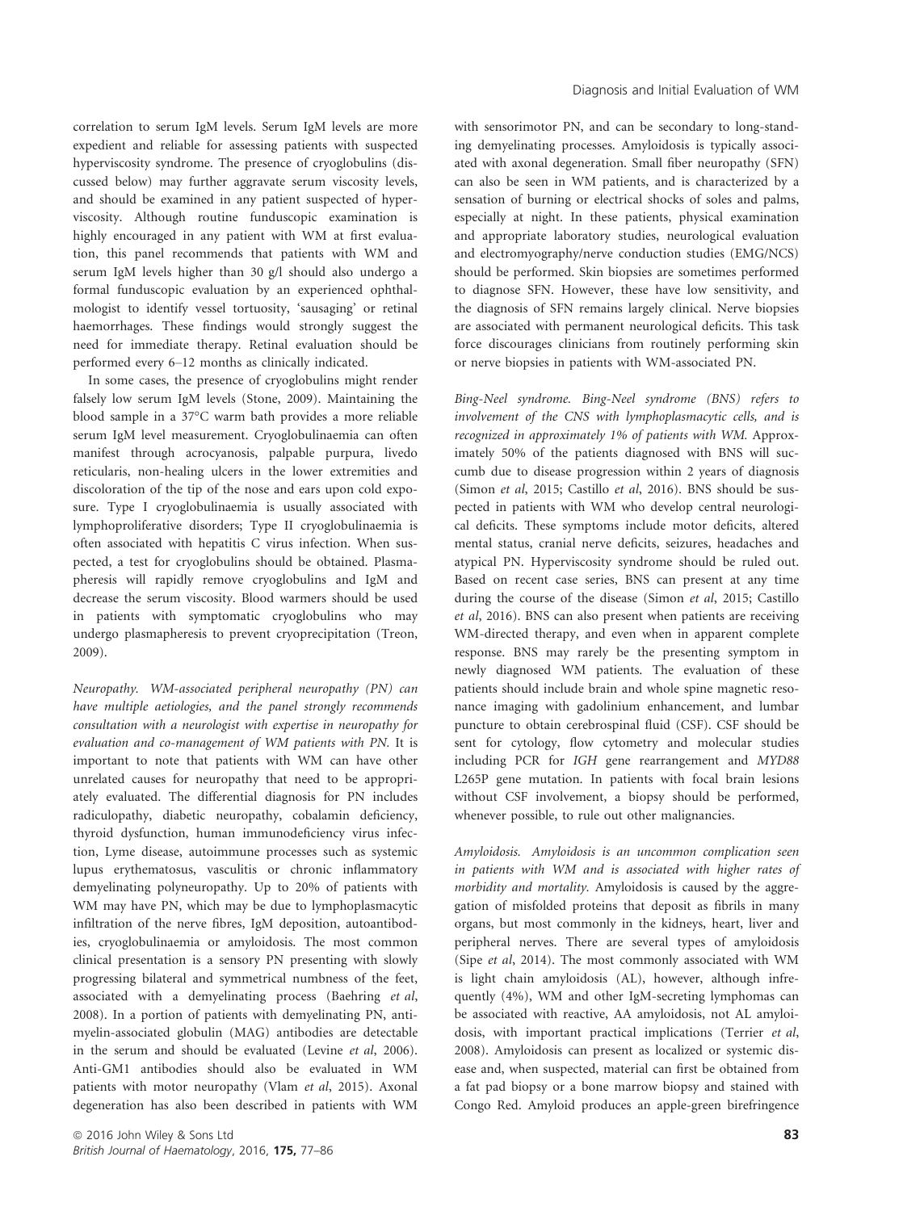correlation to serum IgM levels. Serum IgM levels are more expedient and reliable for assessing patients with suspected hyperviscosity syndrome. The presence of cryoglobulins (discussed below) may further aggravate serum viscosity levels, and should be examined in any patient suspected of hyperviscosity. Although routine funduscopic examination is highly encouraged in any patient with WM at first evaluation, this panel recommends that patients with WM and serum IgM levels higher than 30 g/l should also undergo a formal funduscopic evaluation by an experienced ophthalmologist to identify vessel tortuosity, 'sausaging' or retinal haemorrhages. These findings would strongly suggest the need for immediate therapy. Retinal evaluation should be performed every 6–12 months as clinically indicated.

In some cases, the presence of cryoglobulins might render falsely low serum IgM levels (Stone, 2009). Maintaining the blood sample in a 37°C warm bath provides a more reliable serum IgM level measurement. Cryoglobulinaemia can often manifest through acrocyanosis, palpable purpura, livedo reticularis, non-healing ulcers in the lower extremities and discoloration of the tip of the nose and ears upon cold exposure. Type I cryoglobulinaemia is usually associated with lymphoproliferative disorders; Type II cryoglobulinaemia is often associated with hepatitis C virus infection. When suspected, a test for cryoglobulins should be obtained. Plasmapheresis will rapidly remove cryoglobulins and IgM and decrease the serum viscosity. Blood warmers should be used in patients with symptomatic cryoglobulins who may undergo plasmapheresis to prevent cryoprecipitation (Treon, 2009).

*Neuropathy. WM-associated peripheral neuropathy (PN) can have multiple aetiologies, and the panel strongly recommends consultation with a neurologist with expertise in neuropathy for evaluation and co-management of WM patients with PN.* It is important to note that patients with WM can have other unrelated causes for neuropathy that need to be appropriately evaluated. The differential diagnosis for PN includes radiculopathy, diabetic neuropathy, cobalamin deficiency, thyroid dysfunction, human immunodeficiency virus infection, Lyme disease, autoimmune processes such as systemic lupus erythematosus, vasculitis or chronic inflammatory demyelinating polyneuropathy. Up to 20% of patients with WM may have PN, which may be due to lymphoplasmacytic infiltration of the nerve fibres, IgM deposition, autoantibodies, cryoglobulinaemia or amyloidosis. The most common clinical presentation is a sensory PN presenting with slowly progressing bilateral and symmetrical numbness of the feet, associated with a demyelinating process (Baehring *et al*, 2008). In a portion of patients with demyelinating PN, anti-myelin-associated globulin (MAG) antibodies are detectable in the serum and should be evaluated (Levine *et al*, 2006). Anti-GM1 antibodies should also be evaluated in WM patients with motor neuropathy (Vlam *et al*, 2015). Axonal degeneration has also been described in patients with WM with sensorimotor PN, and can be secondary to long-standing demyelinating processes. Amyloidosis is typically associated with axonal degeneration. Small fiber neuropathy (SFN) can also be seen in WM patients, and is characterized by a sensation of burning or electrical shocks of soles and palms, especially at night. In these patients, physical examination and appropriate laboratory studies, neurological evaluation and electromyography/nerve conduction studies (EMG/NCS) should be performed. Skin biopsies are sometimes performed to diagnose SFN. However, these have low sensitivity, and the diagnosis of SFN remains largely clinical. Nerve biopsies are associated with permanent neurological deficits. This task force discourages clinicians from routinely performing skin or nerve biopsies in patients with WM-associated PN.

*Bing-Neel syndrome. Bing-Neel syndrome (BNS) refers to involvement of the CNS with lymphoplasmacytic cells, and is recognized in approximately 1% of patients with WM.* Approximately 50% of the patients diagnosed with BNS will succumb due to disease progression within 2 years of diagnosis (Simon *et al*, 2015; Castillo *et al*, 2016). BNS should be suspected in patients with WM who develop central neurological deficits. These symptoms include motor deficits, altered mental status, cranial nerve deficits, seizures, headaches and atypical PN. Hyperviscosity syndrome should be ruled out. Based on recent case series, BNS can present at any time during the course of the disease (Simon *et al*, 2015; Castillo *et al*, 2016). BNS can also present when patients are receiving WM-directed therapy, and even when in apparent complete response. BNS may rarely be the presenting symptom in newly diagnosed WM patients. The evaluation of these patients should include brain and whole spine magnetic resonance imaging with gadolinium enhancement, and lumbar puncture to obtain cerebrospinal fluid (CSF). CSF should be sent for cytology, flow cytometry and molecular studies including PCR for *IGH* gene rearrangement and *MYD88* L265P gene mutation. In patients with focal brain lesions without CSF involvement, a biopsy should be performed, whenever possible, to rule out other malignancies.

*Amyloidosis. Amyloidosis is an uncommon complication seen in patients with WM and is associated with higher rates of morbidity and mortality.* Amyloidosis is caused by the aggregation of misfolded proteins that deposit as fibrils in many organs, but most commonly in the kidneys, heart, liver and peripheral nerves. There are several types of amyloidosis (Sipe *et al*, 2014). The most commonly associated with WM is light chain amyloidosis (AL), however, although infrequently (4%), WM and other IgM-secreting lymphomas can be associated with reactive, AA amyloidosis, not AL amyloidosis, with important practical implications (Terrier *et al*, 2008). Amyloidosis can present as localized or systemic disease and, when suspected, material can first be obtained from a fat pad biopsy or a bone marrow biopsy and stained with Congo Red. Amyloid produces an apple-green birefringence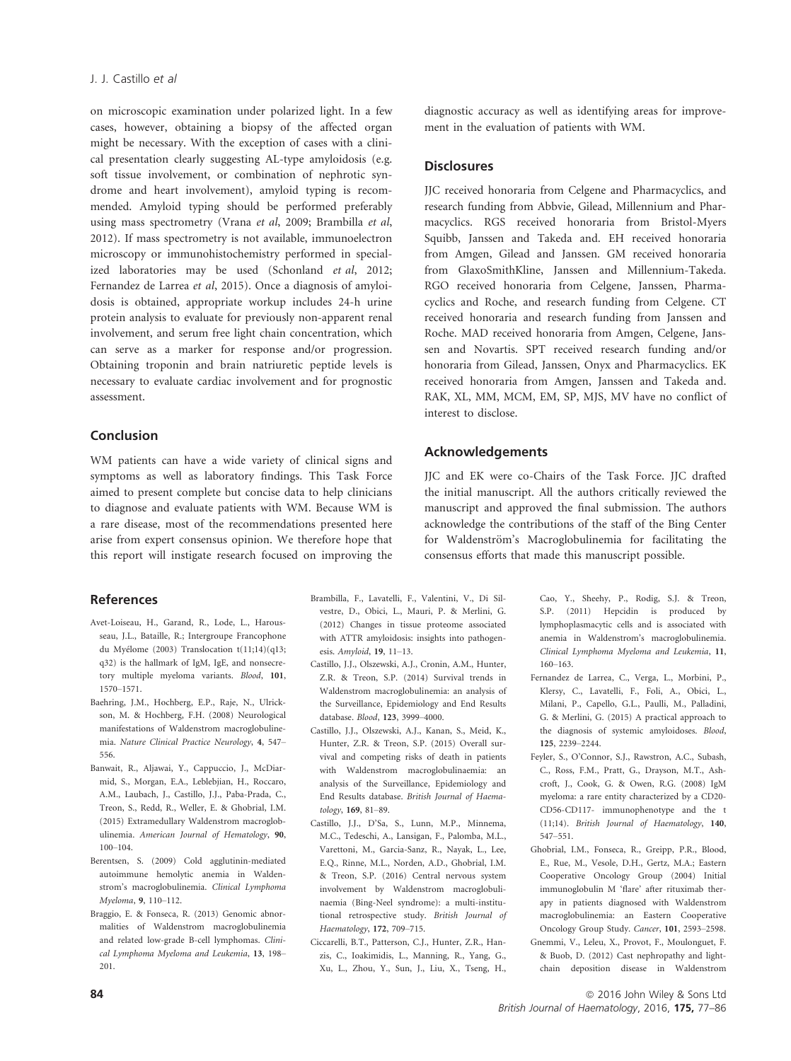on microscopic examination under polarized light. In a few cases, however, obtaining a biopsy of the affected organ might be necessary. With the exception of cases with a clinical presentation clearly suggesting AL-type amyloidosis (e.g. soft tissue involvement, or combination of nephrotic syndrome and heart involvement), amyloid typing is recommended. Amyloid typing should be performed preferably using mass spectrometry (Vrana *et al*, 2009; Brambilla *et al*, 2012). If mass spectrometry is not available, immunoelectron microscopy or immunohistochemistry performed in specialized laboratories may be used (Schonland *et al*, 2012; Fernandez de Larrea *et al*, 2015). Once a diagnosis of amyloidosis is obtained, appropriate workup includes 24-h urine protein analysis to evaluate for previously non-apparent renal involvement, and serum free light chain concentration, which can serve as a marker for response and/or progression. Obtaining troponin and brain natriuretic peptide levels is necessary to evaluate cardiac involvement and for prognostic assessment.

## Conclusion

WM patients can have a wide variety of clinical signs and symptoms as well as laboratory findings. This Task Force aimed to present complete but concise data to help clinicians to diagnose and evaluate patients with WM. Because WM is a rare disease, most of the recommendations presented here arise from expert consensus opinion. We therefore hope that this report will instigate research focused on improving the diagnostic accuracy as well as identifying areas for improvement in the evaluation of patients with WM.

## Disclosures

JJC received honoraria from Celgene and Pharmacyclics, and research funding from Abbvie, Gilead, Millennium and Pharmacyclics. RGS received honoraria from Bristol-Myers Squibb, Janssen and Takeda and. EH received honoraria from Amgen, Gilead and Janssen. GM received honoraria from GlaxoSmithKline, Janssen and Millennium-Takeda. RGO received honoraria from Celgene, Janssen, Pharmacyclics and Roche, and research funding from Celgene. CT received honoraria and research funding from Janssen and Roche. MAD received honoraria from Amgen, Celgene, Janssen and Novartis. SPT received research funding and/or honoraria from Gilead, Janssen, Onyx and Pharmacyclics. EK received honoraria from Amgen, Janssen and Takeda and. RAK, XL, MM, MCM, EM, SP, MJS, MV have no conflict of interest to disclose.

## Acknowledgements

JJC and EK were co-Chairs of the Task Force. JJC drafted the initial manuscript. All the authors critically reviewed the manuscript and approved the final submission. The authors acknowledge the contributions of the staff of the Bing Center for Waldenström's Macroglobulinemia for facilitating the consensus efforts that made this manuscript possible.

## References

Avet-Loiseau, H., Garand, R., Lode, L., Harousseau, J.L., Bataille, R.; Intergroupe Francophone du Myélome (2003) Translocation t(11;14)(q13; q32) is the hallmark of IgM, IgE, and nonsecretory multiple myeloma variants. *Blood*, **101**, 1570–1571.

Baehring, J.M., Hochberg, E.P., Raje, N., Ulrickson, M. & Hochberg, F.H. (2008) Neurological manifestations of Waldenstrom macroglobulinemia. *Nature Clinical Practice Neurology*, **4**, 547–556.

Banwait, R., Aljawai, Y., Cappuccio, J., McDiarmid, S., Morgan, E.A., Leblebjian, H., Roccaro, A.M., Laubach, J., Castillo, J.J., Paba-Prada, C., Treon, S., Redd, R., Weller, E. & Ghobrial, I.M. (2015) Extramedullary Waldenstrom macroglobulinemia. *American Journal of Hematology*, **90**, 100–104.

Berentsen, S. (2009) Cold agglutinin-mediated autoimmune hemolytic anemia in Waldenstrom's macroglobulinemia. *Clinical Lymphoma Myeloma*, **9**, 110–112.

Braggio, E. & Fonseca, R. (2013) Genomic abnormalities of Waldenstrom macroglobulinemia and related low-grade B-cell lymphomas. *Clinical Lymphoma Myeloma and Leukemia*, **13**, 198–201.

Brambilla, F., Lavatelli, F., Valentini, V., Di Silvestre, D., Obici, L., Mauri, P. & Merlini, G. (2012) Changes in tissue proteome associated with ATTR amyloidosis: insights into pathogenesis. *Amyloid*, **19**, 11–13.

Castillo, J.J., Olszewski, A.J., Cronin, A.M., Hunter, Z.R. & Treon, S.P. (2014) Survival trends in Waldenstrom macroglobulinemia: an analysis of the Surveillance, Epidemiology and End Results database. *Blood*, **123**, 3999–4000.

Castillo, J.J., Olszewski, A.J., Kanan, S., Meid, K., Hunter, Z.R. & Treon, S.P. (2015) Overall survival and competing risks of death in patients with Waldenstrom macroglobulinaemia: an analysis of the Surveillance, Epidemiology and End Results database. *British Journal of Haematology*, **169**, 81–89.

Castillo, J.J., D'Sa, S., Lunn, M.P., Minnema, M.C., Tedeschi, A., Lansigan, F., Palomba, M.L., Varettoni, M., Garcia-Sanz, R., Nayak, L., Lee, E.Q., Rinne, M.L., Norden, A.D., Ghobrial, I.M. & Treon, S.P. (2016) Central nervous system involvement by Waldenstrom macroglobulinaemia (Bing-Neel syndrome): a multi-institutional retrospective study. *British Journal of Haematology*, **172**, 709–715.

Ciccarelli, B.T., Patterson, C.J., Hunter, Z.R., Hanzis, C., Ioakimidis, L., Manning, R., Yang, G., Xu, L., Zhou, Y., Sun, J., Liu, X., Tseng, H., Cao, Y., Sheehy, P., Rodig, S.J. & Treon, S.P. (2011) Hepcidin is produced by lymphoplasmacytic cells and is associated with anemia in Waldenstrom's macroglobulinemia. *Clinical Lymphoma Myeloma and Leukemia*, **11**, 160–163.

Fernandez de Larrea, C., Verga, L., Morbini, P., Klersy, C., Lavatelli, F., Foli, A., Obici, L., Milani, P., Capello, G.L., Paulli, M., Palladini, G. & Merlini, G. (2015) A practical approach to the diagnosis of systemic amyloidoses. *Blood*, **125**, 2239–2244.

Feyler, S., O'Connor, S.J., Rawstron, A.C., Subash, C., Ross, F.M., Pratt, G., Drayson, M.T., Ashcroft, J., Cook, G. & Owen, R.G. (2008) IgM myeloma: a rare entity characterized by a CD20-CD56-CD117- immunophenotype and the t (11;14). *British Journal of Haematology*, **140**, 547–551.

Ghobrial, I.M., Fonseca, R., Greipp, P.R., Blood, E., Rue, M., Vesole, D.H., Gertz, M.A.; Eastern Cooperative Oncology Group (2004) Initial immunoglobulin M 'flare' after rituximab therapy in patients diagnosed with Waldenstrom macroglobulinemia: an Eastern Cooperative Oncology Group Study. *Cancer*, **101**, 2593–2598.

Gnemmi, V., Leleu, X., Provot, F., Moulonguet, F. & Buob, D. (2012) Cast nephropathy and light-chain deposition disease in Waldenstrom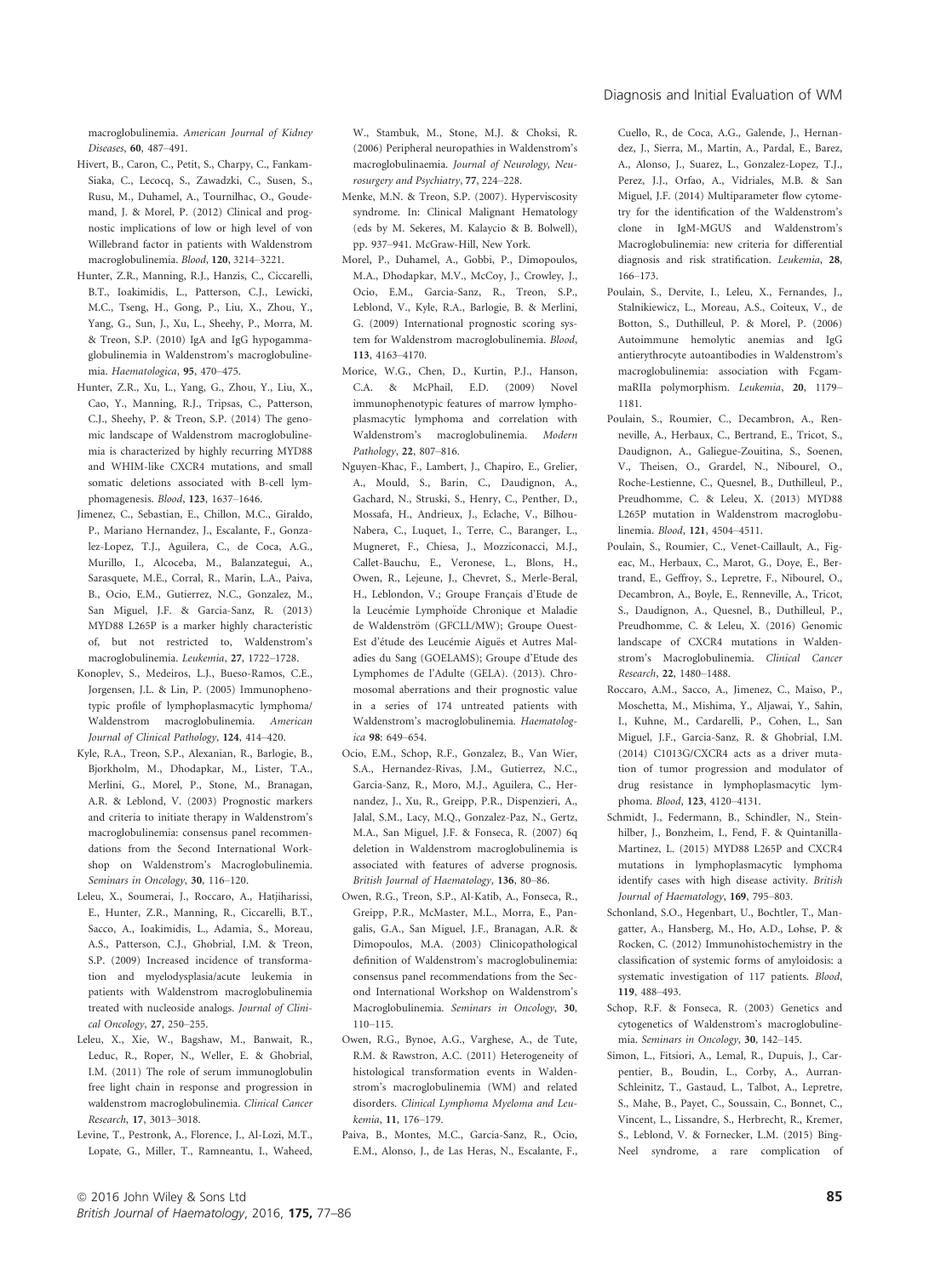macroglobulinemia. *American Journal of Kidney Diseases*, **60**, 487–491.

Hivert, B., Caron, C., Petit, S., Charpy, C., Fankam-Siaka, C., Lecocq, S., Zawadzki, C., Susen, S., Rusu, M., Duhamel, A., Tournilhac, O., Goudemand, J. & Morel, P. (2012) Clinical and prognostic implications of low or high level of von Willebrand factor in patients with Waldenstrom macroglobulinemia. *Blood*, **120**, 3214–3221.

Hunter, Z.R., Manning, R.J., Hanzis, C., Ciccarelli, B.T., Ioakimidis, L., Patterson, C.J., Lewicki, M.C., Tseng, H., Gong, P., Liu, X., Zhou, Y., Yang, G., Sun, J., Xu, L., Sheehy, P., Morra, M. & Treon, S.P. (2010) IgA and IgG hypogammaglobulinemia in Waldenstrom's macroglobulinemia. *Haematologica*, **95**, 470–475.

Hunter, Z.R., Xu, L., Yang, G., Zhou, Y., Liu, X., Cao, Y., Manning, R.J., Tripsas, C., Patterson, C.J., Sheehy, P. & Treon, S.P. (2014) The genomic landscape of Waldenstrom macroglobulinemia is characterized by highly recurring MYD88 and WHIM-like CXCR4 mutations, and small somatic deletions associated with B-cell lymphomagenesis. *Blood*, **123**, 1637–1646.

Jimenez, C., Sebastian, E., Chillon, M.C., Giraldo, P., Mariano Hernandez, J., Escalante, F., Gonzalez-Lopez, T.J., Aguilera, C., de Coca, A.G., Murillo, I., Alcoceba, M., Balanzategui, A., Sarasquete, M.E., Corral, R., Marin, L.A., Paiva, B., Ocio, E.M., Gutierrez, N.C., Gonzalez, M., San Miguel, J.F. & Garcia-Sanz, R. (2013) MYD88 L265P is a marker highly characteristic of, but not restricted to, Waldenstrom's macroglobulinemia. *Leukemia*, **27**, 1722–1728.

Konoplev, S., Medeiros, L.J., Bueso-Ramos, C.E., Jorgensen, J.L. & Lin, P. (2005) Immunophenotypic profile of lymphoplasmacytic lymphoma/Waldenstrom macroglobulinemia. *American Journal of Clinical Pathology*, **124**, 414–420.

Kyle, R.A., Treon, S.P., Alexanian, R., Barlogie, B., Bjorkholm, M., Dhodapkar, M., Lister, T.A., Merlini, G., Morel, P., Stone, M., Branagan, A.R. & Leblond, V. (2003) Prognostic markers and criteria to initiate therapy in Waldenstrom's macroglobulinemia: consensus panel recommendations from the Second International Workshop on Waldenstrom's Macroglobulinemia. *Seminars in Oncology*, **30**, 116–120.

Leleu, X., Soumerai, J., Roccaro, A., Hatjiharissi, E., Hunter, Z.R., Manning, R., Ciccarelli, B.T., Sacco, A., Ioakimidis, L., Adamia, S., Moreau, A.S., Patterson, C.J., Ghobrial, I.M. & Treon, S.P. (2009) Increased incidence of transformation and myelodysplasia/acute leukemia in patients with Waldenstrom macroglobulinemia treated with nucleoside analogs. *Journal of Clinical Oncology*, **27**, 250–255.

Leleu, X., Xie, W., Bagshaw, M., Banwait, R., Leduc, R., Roper, N., Weller, E. & Ghobrial, I.M. (2011) The role of serum immunoglobulin free light chain in response and progression in waldenstrom macroglobulinemia. *Clinical Cancer Research*, **17**, 3013–3018.

Levine, T., Pestronk, A., Florence, J., Al-Lozi, M.T., Lopate, G., Miller, T., Ramneantu, I., Waheed, W., Stambuk, M., Stone, M.J. & Choksi, R. (2006) Peripheral neuropathies in Waldenstrom's macroglobulinaemia. *Journal of Neurology, Neurosurgery and Psychiatry*, **77**, 224–228.

Menke, M.N. & Treon, S.P. (2007). Hyperviscosity syndrome. In: Clinical Malignant Hematology (eds by M. Sekeres, M. Kalaycio & B. Bolwell), pp. 937–941. McGraw-Hill, New York.

Morel, P., Duhamel, A., Gobbi, P., Dimopoulos, M.A., Dhodapkar, M.V., McCoy, J., Crowley, J., Ocio, E.M., Garcia-Sanz, R., Treon, S.P., Leblond, V., Kyle, R.A., Barlogie, B. & Merlini, G. (2009) International prognostic scoring system for Waldenstrom macroglobulinemia. *Blood*, **113**, 4163–4170.

Morice, W.G., Chen, D., Kurtin, P.J., Hanson, C.A. & McPhail, E.D. (2009) Novel immunophenotypic features of marrow lymphoplasmacytic lymphoma and correlation with Waldenstrom's macroglobulinemia. *Modern Pathology*, **22**, 807–816.

Nguyen-Khac, F., Lambert, J., Chapiro, E., Grelier, A., Mould, S., Barin, C., Daudignon, A., Gachard, N., Struski, S., Henry, C., Penther, D., Mossafa, H., Andrieux, J., Eclache, V., Bilhou-Nabera, C., Luquet, I., Terre, C., Baranger, L., Mugneret, F., Chiesa, J., Mozziconacci, M.J., Callet-Bauchu, E., Veronese, L., Blons, H., Owen, R., Lejeune, J., Chevret, S., Merle-Beral, H., Leblondon, V.; Groupe Français d'Etude de la Leucémie Lymphoïde Chronique et Maladie de Waldenström (GFCLL/MW); Groupe Ouest-Est d'étude des Leucémie Aiguës et Autres Maladies du Sang (GOELAMS); Groupe d'Etude des Lymphomes de l'Adulte (GELA). (2013). Chromosomal aberrations and their prognostic value in a series of 174 untreated patients with Waldenström's macroglobulinemia. *Haematologica* **98**: 649–654.

Ocio, E.M., Schop, R.F., Gonzalez, B., Van Wier, S.A., Hernandez-Rivas, J.M., Gutierrez, N.C., Garcia-Sanz, R., Moro, M.J., Aguilera, C., Hernandez, J., Xu, R., Greipp, P.R., Dispenzieri, A., Jalal, S.M., Lacy, M.Q., Gonzalez-Paz, N., Gertz, M.A., San Miguel, J.F. & Fonseca, R. (2007) 6q deletion in Waldenstrom macroglobulinemia is associated with features of adverse prognosis. *British Journal of Haematology*, **136**, 80–86.

Owen, R.G., Treon, S.P., Al-Katib, A., Fonseca, R., Greipp, P.R., McMaster, M.L., Morra, E., Pangalis, G.A., San Miguel, J.F., Branagan, A.R. & Dimopoulos, M.A. (2003) Clinicopathological definition of Waldenstrom's macroglobulinemia: consensus panel recommendations from the Second International Workshop on Waldenstrom's Macroglobulinemia. *Seminars in Oncology*, **30**, 110–115.

Owen, R.G., Bynoe, A.G., Varghese, A., de Tute, R.M. & Rawstron, A.C. (2011) Heterogeneity of histological transformation events in Waldenstrom's macroglobulinemia (WM) and related disorders. *Clinical Lymphoma Myeloma and Leukemia*, **11**, 176–179.

Paiva, B., Montes, M.C., Garcia-Sanz, R., Ocio, E.M., Alonso, J., de Las Heras, N., Escalante, F., Cuello, R., de Coca, A.G., Galende, J., Hernandez, J., Sierra, M., Martin, A., Pardal, E., Barez, A., Alonso, J., Suarez, L., Gonzalez-Lopez, T.J., Perez, J.J., Orfao, A., Vidriales, M.B. & San Miguel, J.F. (2014) Multiparameter flow cytometry for the identification of the Waldenstrom's clone in IgM-MGUS and Waldenstrom's Macroglobulinemia: new criteria for differential diagnosis and risk stratification. *Leukemia*, **28**, 166–173.

Poulain, S., Dervite, I., Leleu, X., Fernandes, J., Stalnikiewicz, L., Moreau, A.S., Coiteux, V., de Botton, S., Duthilleul, P. & Morel, P. (2006) Autoimmune hemolytic anemias and IgG antierythrocyte autoantibodies in Waldenstrom's macroglobulinemia: association with FcgammaRIIa polymorphism. *Leukemia*, **20**, 1179–1181.

Poulain, S., Roumier, C., Decambron, A., Renneville, A., Herbaux, C., Bertrand, E., Tricot, S., Daudignon, A., Galiegue-Zouitina, S., Soenen, V., Theisen, O., Grardel, N., Nibourel, O., Roche-Lestienne, C., Quesnel, B., Duthilleul, P., Preudhomme, C. & Leleu, X. (2013) MYD88 L265P mutation in Waldenstrom macroglobulinemia. *Blood*, **121**, 4504–4511.

Poulain, S., Roumier, C., Venet-Caillault, A., Figeac, M., Herbaux, C., Marot, G., Doye, E., Bertrand, E., Geffroy, S., Lepretre, F., Nibourel, O., Decambron, A., Boyle, E., Renneville, A., Tricot, S., Daudignon, A., Quesnel, B., Duthilleul, P., Preudhomme, C. & Leleu, X. (2016) Genomic landscape of CXCR4 mutations in Waldenstrom's Macroglobulinemia. *Clinical Cancer Research*, **22**, 1480–1488.

Roccaro, A.M., Sacco, A., Jimenez, C., Maiso, P., Moschetta, M., Mishima, Y., Aljawai, Y., Sahin, I., Kuhne, M., Cardarelli, P., Cohen, L., San Miguel, J.F., Garcia-Sanz, R. & Ghobrial, I.M. (2014) C1013G/CXCR4 acts as a driver mutation of tumor progression and modulator of drug resistance in lymphoplasmacytic lymphoma. *Blood*, **123**, 4120–4131.

Schmidt, J., Federmann, B., Schindler, N., Steinhilber, J., Bonzheim, I., Fend, F. & Quintanilla-Martinez, L. (2015) MYD88 L265P and CXCR4 mutations in lymphoplasmacytic lymphoma identify cases with high disease activity. *British Journal of Haematology*, **169**, 795–803.

Schonland, S.O., Hegenbart, U., Bochtler, T., Mangatter, A., Hansberg, M., Ho, A.D., Lohse, P. & Rocken, C. (2012) Immunohistochemistry in the classification of systemic forms of amyloidosis: a systematic investigation of 117 patients. *Blood*, **119**, 488–493.

Schop, R.F. & Fonseca, R. (2003) Genetics and cytogenetics of Waldenstrom's macroglobulinemia. *Seminars in Oncology*, **30**, 142–145.

Simon, L., Fitsiori, A., Lemal, R., Dupuis, J., Carpentier, B., Boudin, L., Corby, A., Aurran-Schleinitz, T., Gastaud, L., Talbot, A., Lepretre, S., Mahe, B., Payet, C., Soussain, C., Bonnet, C., Vincent, L., Lissandre, S., Herbrecht, R., Kremer, S., Leblond, V. & Fornecker, L.M. (2015) Bing-Neel syndrome, a rare complication of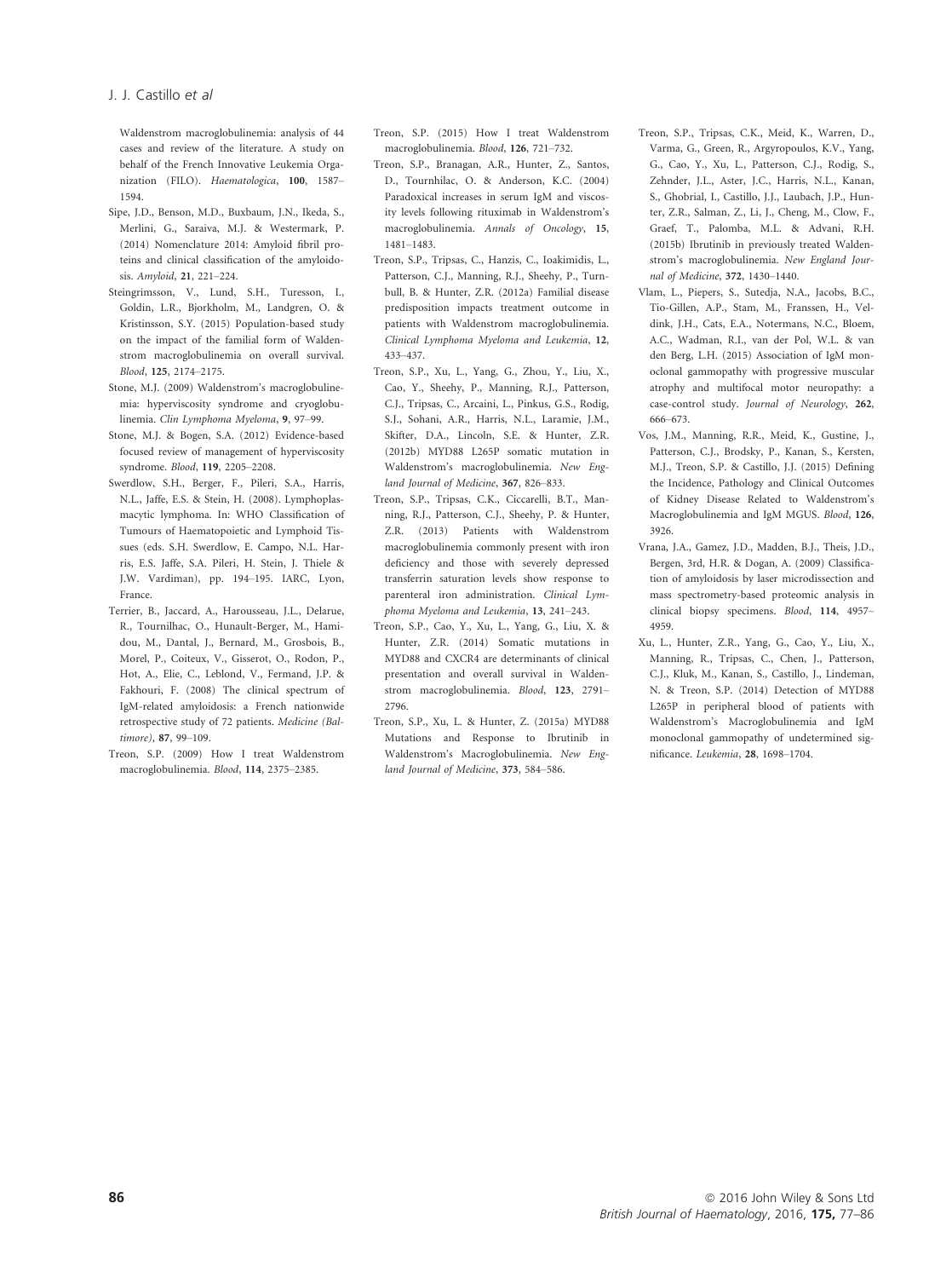Waldenstrom macroglobulinemia: analysis of 44 cases and review of the literature. A study on behalf of the French Innovative Leukemia Organization (FILO). *Haematologica*, **100**, 1587–1594.

Sipe, J.D., Benson, M.D., Buxbaum, J.N., Ikeda, S., Merlini, G., Saraiva, M.J. & Westermark, P. (2014) Nomenclature 2014: Amyloid fibril proteins and clinical classification of the amyloidosis. *Amyloid*, **21**, 221–224.

Steingrimsson, V., Lund, S.H., Turesson, I., Goldin, L.R., Bjorkholm, M., Landgren, O. & Kristinsson, S.Y. (2015) Population-based study on the impact of the familial form of Waldenstrom macroglobulinemia on overall survival. *Blood*, **125**, 2174–2175.

Stone, M.J. (2009) Waldenstrom's macroglobulinemia: hyperviscosity syndrome and cryoglobulinemia. *Clin Lymphoma Myeloma*, **9**, 97–99.

Stone, M.J. & Bogen, S.A. (2012) Evidence-based focused review of management of hyperviscosity syndrome. *Blood*, **119**, 2205–2208.

Swerdlow, S.H., Berger, F., Pileri, S.A., Harris, N.L., Jaffe, E.S. & Stein, H. (2008). Lymphoplasmacytic lymphoma. In: WHO Classification of Tumours of Haematopoietic and Lymphoid Tissues (eds. S.H. Swerdlow, E. Campo, N.L. Harris, E.S. Jaffe, S.A. Pileri, H. Stein, J. Thiele & J.W. Vardiman), pp. 194–195. IARC, Lyon, France.

Terrier, B., Jaccard, A., Harousseau, J.L., Delarue, R., Tournilhac, O., Hunault-Berger, M., Hamidou, M., Dantal, J., Bernard, M., Grosbois, B., Morel, P., Coiteux, V., Gisserot, O., Rodon, P., Hot, A., Elie, C., Leblond, V., Fermand, J.P. & Fakhouri, F. (2008) The clinical spectrum of IgM-related amyloidosis: a French nationwide retrospective study of 72 patients. *Medicine (Baltimore)*, **87**, 99–109.

Treon, S.P. (2009) How I treat Waldenstrom macroglobulinemia. *Blood*, **114**, 2375–2385.

Treon, S.P. (2015) How I treat Waldenstrom macroglobulinemia. *Blood*, **126**, 721–732.

Treon, S.P., Branagan, A.R., Hunter, Z., Santos, D., Tournhilac, O. & Anderson, K.C. (2004) Paradoxical increases in serum IgM and viscosity levels following rituximab in Waldenstrom's macroglobulinemia. *Annals of Oncology*, **15**, 1481–1483.

Treon, S.P., Tripsas, C., Hanzis, C., Ioakimidis, L., Patterson, C.J., Manning, R.J., Sheehy, P., Turnbull, B. & Hunter, Z.R. (2012a) Familial disease predisposition impacts treatment outcome in patients with Waldenstrom macroglobulinemia. *Clinical Lymphoma Myeloma and Leukemia*, **12**, 433–437.

Treon, S.P., Xu, L., Yang, G., Zhou, Y., Liu, X., Cao, Y., Sheehy, P., Manning, R.J., Patterson, C.J., Tripsas, C., Arcaini, L., Pinkus, G.S., Rodig, S.J., Sohani, A.R., Harris, N.L., Laramie, J.M., Skifter, D.A., Lincoln, S.E. & Hunter, Z.R. (2012b) MYD88 L265P somatic mutation in Waldenstrom's macroglobulinemia. *New England Journal of Medicine*, **367**, 826–833.

Treon, S.P., Tripsas, C.K., Ciccarelli, B.T., Manning, R.J., Patterson, C.J., Sheehy, P. & Hunter, Z.R. (2013) Patients with Waldenstrom macroglobulinemia commonly present with iron deficiency and those with severely depressed transferrin saturation levels show response to parenteral iron administration. *Clinical Lymphoma Myeloma and Leukemia*, **13**, 241–243.

Treon, S.P., Cao, Y., Xu, L., Yang, G., Liu, X. & Hunter, Z.R. (2014) Somatic mutations in MYD88 and CXCR4 are determinants of clinical presentation and overall survival in Waldenstrom macroglobulinemia. *Blood*, **123**, 2791–2796.

Treon, S.P., Xu, L. & Hunter, Z. (2015a) MYD88 Mutations and Response to Ibrutinib in Waldenstrom's Macroglobulinemia. *New England Journal of Medicine*, **373**, 584–586.

Treon, S.P., Tripsas, C.K., Meid, K., Warren, D., Varma, G., Green, R., Argyropoulos, K.V., Yang, G., Cao, Y., Xu, L., Patterson, C.J., Rodig, S., Zehnder, J.L., Aster, J.C., Harris, N.L., Kanan, S., Ghobrial, I., Castillo, J.J., Laubach, J.P., Hunter, Z.R., Salman, Z., Li, J., Cheng, M., Clow, F., Graef, T., Palomba, M.L. & Advani, R.H. (2015b) Ibrutinib in previously treated Waldenstrom's macroglobulinemia. *New England Journal of Medicine*, **372**, 1430–1440.

Vlam, L., Piepers, S., Sutedja, N.A., Jacobs, B.C., Tio-Gillen, A.P., Stam, M., Franssen, H., Veldink, J.H., Cats, E.A., Notermans, N.C., Bloem, A.C., Wadman, R.I., van der Pol, W.L. & van den Berg, L.H. (2015) Association of IgM monoclonal gammopathy with progressive muscular atrophy and multifocal motor neuropathy: a case-control study. *Journal of Neurology*, **262**, 666–673.

Vos, J.M., Manning, R.R., Meid, K., Gustine, J., Patterson, C.J., Brodsky, P., Kanan, S., Kersten, M.J., Treon, S.P. & Castillo, J.J. (2015) Defining the Incidence, Pathology and Clinical Outcomes of Kidney Disease Related to Waldenstrom's Macroglobulinemia and IgM MGUS. *Blood*, **126**, 3926.

Vrana, J.A., Gamez, J.D., Madden, B.J., Theis, J.D., Bergen, 3rd, H.R. & Dogan, A. (2009) Classification of amyloidosis by laser microdissection and mass spectrometry-based proteomic analysis in clinical biopsy specimens. *Blood*, **114**, 4957–4959.

Xu, L., Hunter, Z.R., Yang, G., Cao, Y., Liu, X., Manning, R., Tripsas, C., Chen, J., Patterson, C.J., Kluk, M., Kanan, S., Castillo, J., Lindeman, N. & Treon, S.P. (2014) Detection of MYD88 L265P in peripheral blood of patients with Waldenstrom's Macroglobulinemia and IgM monoclonal gammopathy of undetermined significance. *Leukemia*, **28**, 1698–1704.